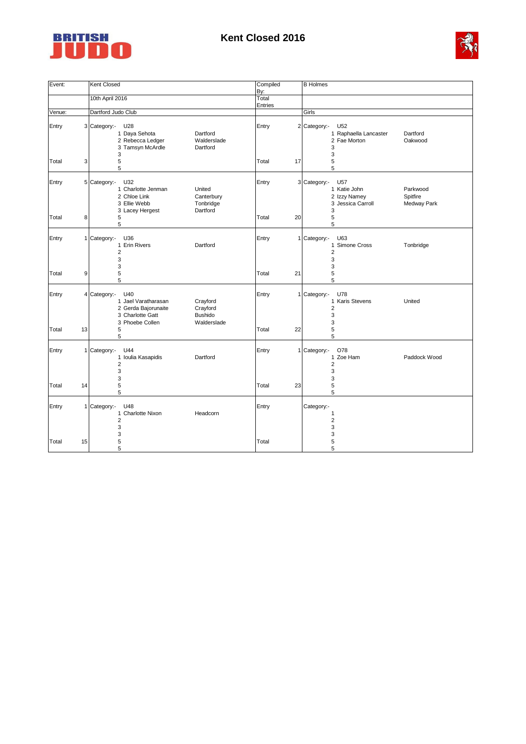# Kent Closed 2016

| Event: | Kent Closed | Compiled By: | B Holmes |
|---|---|---|---|
| | 10th April 2016 | Total Entries | |
| Venue: | Dartford Judo Club | | Girls |

| | | Category:- U28 | | | | Category:- U52 | |
|---|---|---|---|---|---|---|---|
| Entry | 3 | 1 Daya Sehota | Dartford | Entry | 2 | 1 Raphaella Lancaster | Dartford |
| | | 2 Rebecca Ledger | Walderslade | | | 2 Fae Morton | Oakwood |
| | | 3 Tamsyn McArdle | Dartford | | | 3 | |
| | | 3 | | | | 3 | |
| Total | 3 | 5 | | Total | 17 | 5 | |
| | | 5 | | | | 5 | |

| | | Category:- U32 | | | | Category:- U57 | |
|---|---|---|---|---|---|---|---|
| Entry | 5 | 1 Charlotte Jenman | United | Entry | 3 | 1 Katie John | Parkwood |
| | | 2 Chloe Link | Canterbury | | | 2 Izzy Namey | Spitfire |
| | | 3 Ellie Webb | Tonbridge | | | 3 Jessica Carroll | Medway Park |
| | | 3 Lacey Hergest | Dartford | | | 3 | |
| Total | 8 | 5 | | Total | 20 | 5 | |
| | | 5 | | | | 5 | |

| | | Category:- U36 | | | | Category:- U63 | |
|---|---|---|---|---|---|---|---|
| Entry | 1 | 1 Erin Rivers | Dartford | Entry | 1 | 1 Simone Cross | Tonbridge |
| | | 2 | | | | 2 | |
| | | 3 | | | | 3 | |
| | | 3 | | | | 3 | |
| Total | 9 | 5 | | Total | 21 | 5 | |
| | | 5 | | | | 5 | |

| | | Category:- U40 | | | | Category:- U78 | |
|---|---|---|---|---|---|---|---|
| Entry | 4 | 1 Jael Varatharasan | Crayford | Entry | 1 | 1 Karis Stevens | United |
| | | 2 Gerda Bajorunaite | Crayford | | | 2 | |
| | | 3 Charlotte Gatt | Bushido | | | 3 | |
| | | 3 Phoebe Collen | Walderslade | | | 3 | |
| Total | 13 | 5 | | Total | 22 | 5 | |
| | | 5 | | | | 5 | |

| | | Category:- U44 | | | | Category:- O78 | |
|---|---|---|---|---|---|---|---|
| Entry | 1 | 1 Ioulia Kasapidis | Dartford | Entry | 1 | 1 Zoe Ham | Paddock Wood |
| | | 2 | | | | 2 | |
| | | 3 | | | | 3 | |
| | | 3 | | | | 3 | |
| Total | 14 | 5 | | Total | 23 | 5 | |
| | | 5 | | | | 5 | |

| | | Category:- U48 | | | | Category:- | |
|---|---|---|---|---|---|---|---|
| Entry | 1 | 1 Charlotte Nixon | Headcorn | Entry | | 1 | |
| | | 2 | | | | 2 | |
| | | 3 | | | | 3 | |
| | | 3 | | | | 3 | |
| Total | 15 | 5 | | Total | | 5 | |
| | | 5 | | | | 5 | |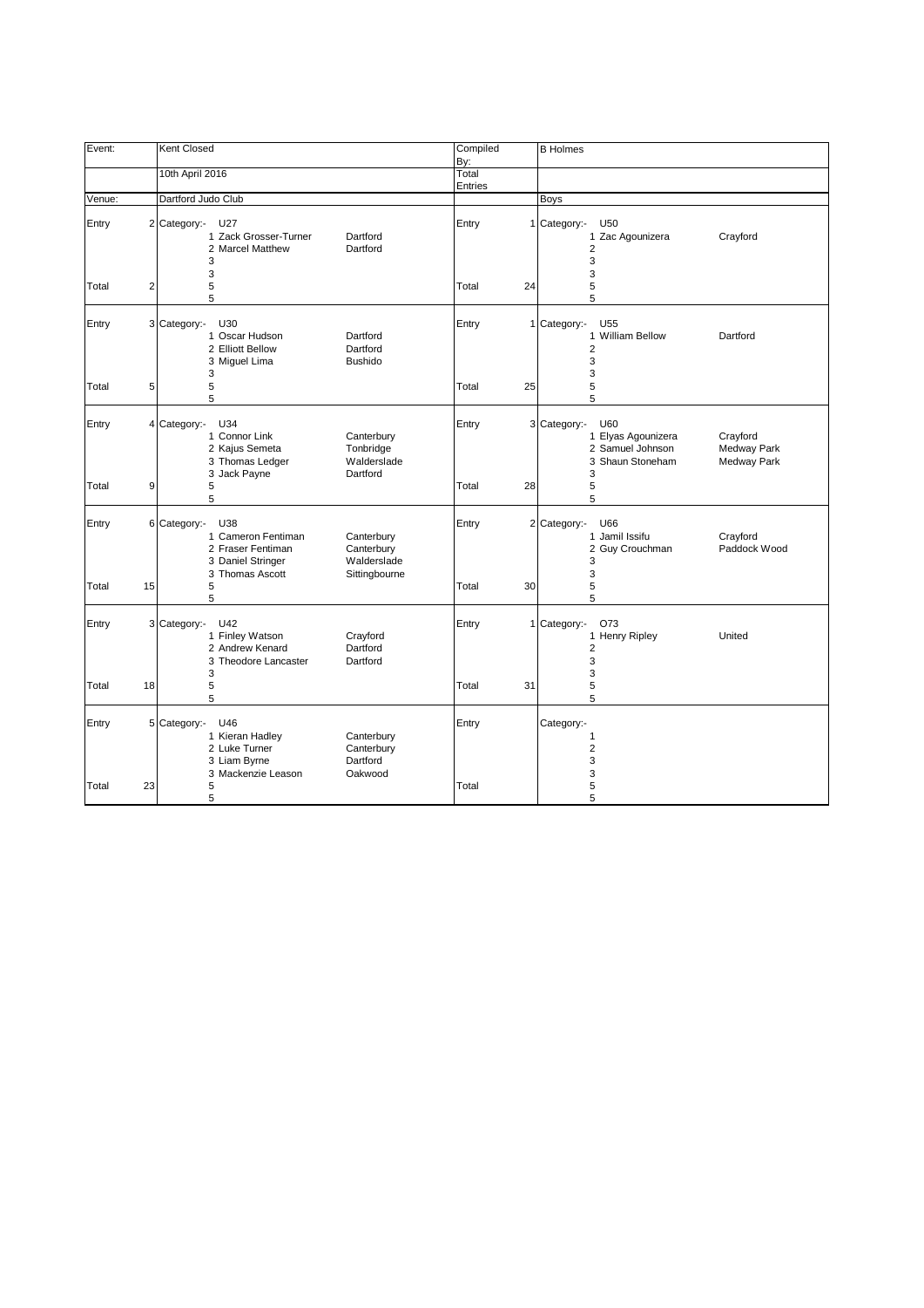| Event: | Kent Closed | | Compiled By: | B Holmes | |
|---|---|---|---|---|---|
| | 10th April 2016 | | Total Entries | | |
| Venue: | Dartford Judo Club | | | Boys | |

| Entry | 2 | Category:- U27 | | Entry | 1 | Category:- U50 | |
|---|---|---|---|---|---|---|---|
| | | 1 Zack Grosser-Turner | Dartford | | | 1 Zac Agounizera | Crayford |
| | | 2 Marcel Matthew | Dartford | | | 2 | |
| | | 3 | | | | 3 | |
| | | 3 | | | | 3 | |
| Total | 2 | 5 | | Total | 24 | 5 | |
| | | 5 | | | | 5 | |

| Entry | 3 | Category:- U30 | | Entry | 1 | Category:- U55 | |
|---|---|---|---|---|---|---|---|
| | | 1 Oscar Hudson | Dartford | | | 1 William Bellow | Dartford |
| | | 2 Elliott Bellow | Dartford | | | 2 | |
| | | 3 Miguel Lima | Bushido | | | 3 | |
| | | 3 | | | | 3 | |
| Total | 5 | 5 | | Total | 25 | 5 | |
| | | 5 | | | | 5 | |

| Entry | 4 | Category:- U34 | | Entry | 3 | Category:- U60 | |
|---|---|---|---|---|---|---|---|
| | | 1 Connor Link | Canterbury | | | 1 Elyas Agounizera | Crayford |
| | | 2 Kajus Semeta | Tonbridge | | | 2 Samuel Johnson | Medway Park |
| | | 3 Thomas Ledger | Walderslade | | | 3 Shaun Stoneham | Medway Park |
| | | 3 Jack Payne | Dartford | | | 3 | |
| Total | 9 | 5 | | Total | 28 | 5 | |
| | | 5 | | | | 5 | |

| Entry | 6 | Category:- U38 | | Entry | 2 | Category:- U66 | |
|---|---|---|---|---|---|---|---|
| | | 1 Cameron Fentiman | Canterbury | | | 1 Jamil Issifu | Crayford |
| | | 2 Fraser Fentiman | Canterbury | | | 2 Guy Crouchman | Paddock Wood |
| | | 3 Daniel Stringer | Walderslade | | | 3 | |
| | | 3 Thomas Ascott | Sittingbourne | | | 3 | |
| Total | 15 | 5 | | Total | 30 | 5 | |
| | | 5 | | | | 5 | |

| Entry | 3 | Category:- U42 | | Entry | 1 | Category:- O73 | |
|---|---|---|---|---|---|---|---|
| | | 1 Finley Watson | Crayford | | | 1 Henry Ripley | United |
| | | 2 Andrew Kenard | Dartford | | | 2 | |
| | | 3 Theodore Lancaster | Dartford | | | 3 | |
| | | 3 | | | | 3 | |
| Total | 18 | 5 | | Total | 31 | 5 | |
| | | 5 | | | | 5 | |

| Entry | 5 | Category:- U46 | | Entry | | Category:- | |
|---|---|---|---|---|---|---|---|
| | | 1 Kieran Hadley | Canterbury | | | 1 | |
| | | 2 Luke Turner | Canterbury | | | 2 | |
| | | 3 Liam Byrne | Dartford | | | 3 | |
| | | 3 Mackenzie Leason | Oakwood | | | 3 | |
| Total | 23 | 5 | | Total | | 5 | |
| | | 5 | | | | 5 | |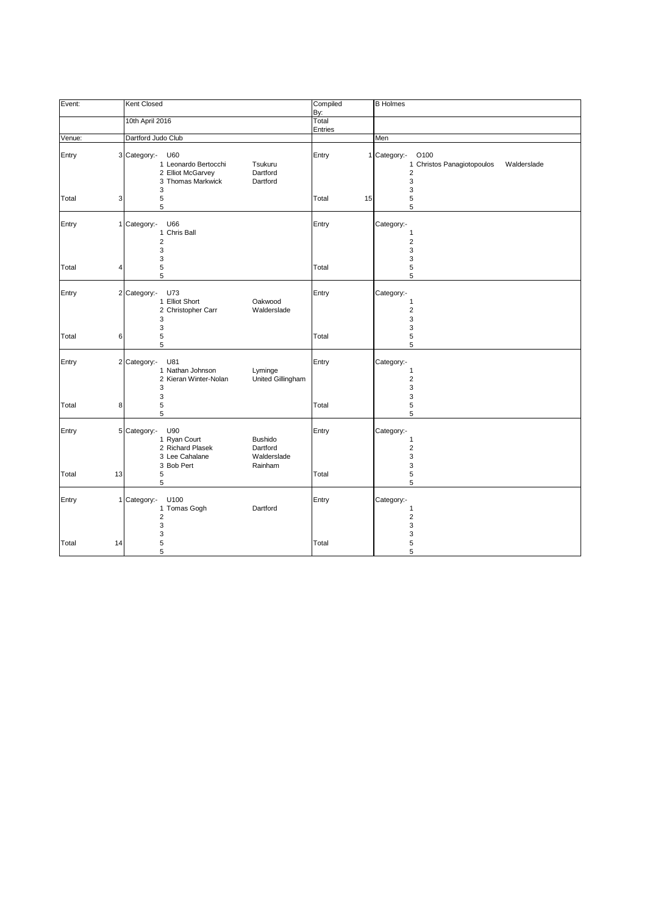| Event: | Kent Closed | | | Compiled By: | | B Holmes | | |
|---|---|---|---|---|---|---|---|---|
| | 10th April 2016 | | | Total Entries | | | | |
| Venue: | Dartford Judo Club | | | | | Men | | |
| Entry 3 | Category:- | U60 | | Entry | 1 | Category:- | O100 | |
| | 1 | Leonardo Bertocchi | Tsukuru | | | 1 | Christos Panagiotopoulos | Walderslade |
| | 2 | Elliot McGarvey | Dartford | | | 2 | | |
| | 3 | Thomas Markwick | Dartford | | | 3 | | |
| | 3 | | | | | 3 | | |
| Total 3 | 5 | | | Total | 15 | 5 | | |
| | 5 | | | | | 5 | | |
| Entry 1 | Category:- | U66 | | Entry | | Category:- | | |
| | 1 | Chris Ball | | | | 1 | | |
| | 2 | | | | | 2 | | |
| | 3 | | | | | 3 | | |
| | 3 | | | | | 3 | | |
| Total 4 | 5 | | | Total | | 5 | | |
| | 5 | | | | | 5 | | |
| Entry 2 | Category:- | U73 | | Entry | | Category:- | | |
| | 1 | Elliot Short | Oakwood | | | 1 | | |
| | 2 | Christopher Carr | Walderslade | | | 2 | | |
| | 3 | | | | | 3 | | |
| | 3 | | | | | 3 | | |
| Total 6 | 5 | | | Total | | 5 | | |
| | 5 | | | | | 5 | | |
| Entry 2 | Category:- | U81 | | Entry | | Category:- | | |
| | 1 | Nathan Johnson | Lyminge | | | 1 | | |
| | 2 | Kieran Winter-Nolan | United Gillingham | | | 2 | | |
| | 3 | | | | | 3 | | |
| | 3 | | | | | 3 | | |
| Total 8 | 5 | | | Total | | 5 | | |
| | 5 | | | | | 5 | | |
| Entry 5 | Category:- | U90 | | Entry | | Category:- | | |
| | 1 | Ryan Court | Bushido | | | 1 | | |
| | 2 | Richard Plasek | Dartford | | | 2 | | |
| | 3 | Lee Cahalane | Walderslade | | | 3 | | |
| | 3 | Bob Pert | Rainham | | | 3 | | |
| Total 13 | 5 | | | Total | | 5 | | |
| | 5 | | | | | 5 | | |
| Entry 1 | Category:- | U100 | | Entry | | Category:- | | |
| | 1 | Tomas Gogh | Dartford | | | 1 | | |
| | 2 | | | | | 2 | | |
| | 3 | | | | | 3 | | |
| | 3 | | | | | 3 | | |
| Total 14 | 5 | | | Total | | 5 | | |
| | 5 | | | | | 5 | | |